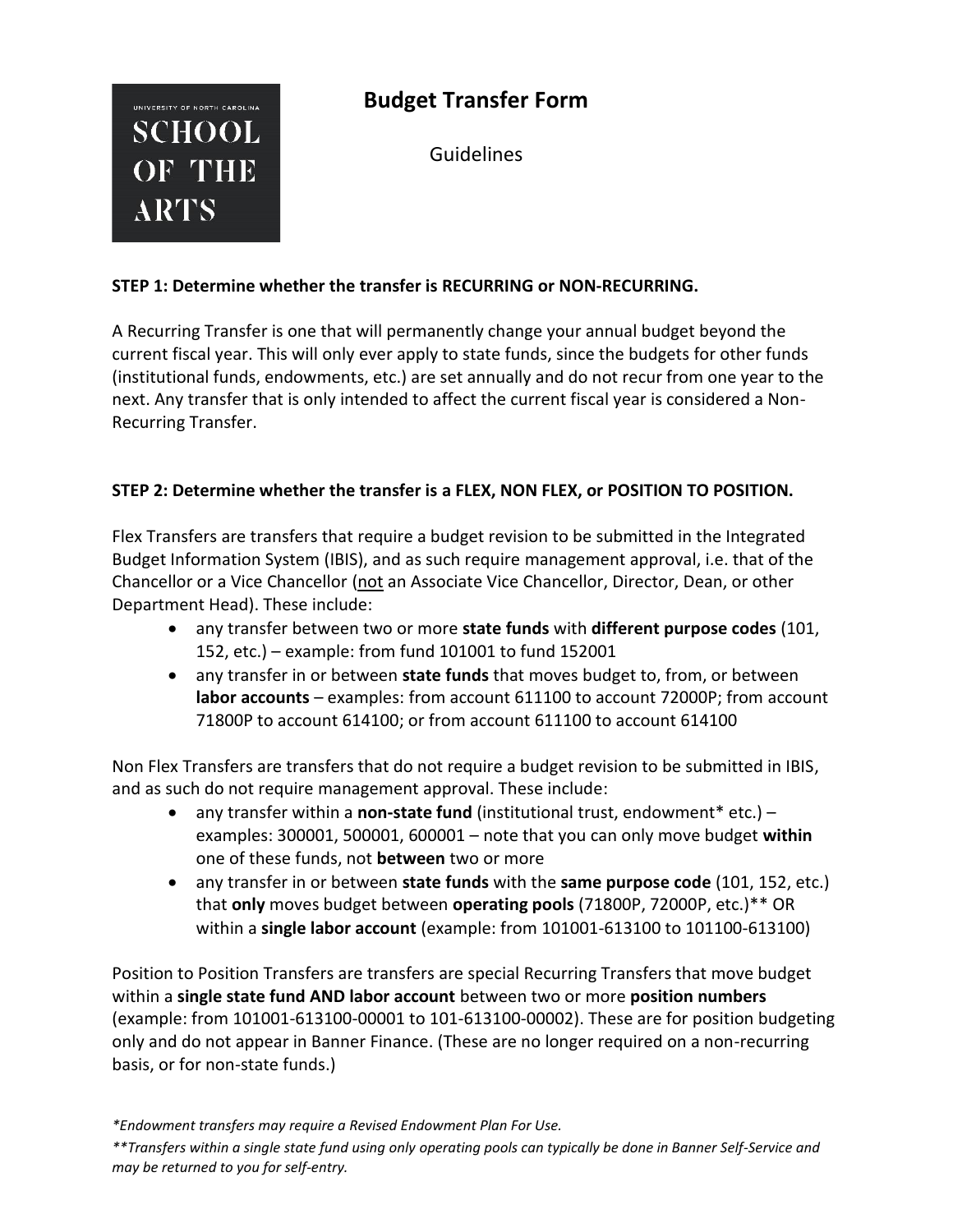# Budget Transfer Form

Guidelines

**STEP 1: Determine whether the transfer is RECURRING or NON-RECURRING.**

A Recurring Transfer is one that will permanently change your annual budget beyond the current fiscal year. This will only ever apply to state funds, since the budgets for other funds (institutional funds, endowments, etc.) are set annually and do not recur from one year to the next. Any transfer that is only intended to affect the current fiscal year is considered a Non-Recurring Transfer.

**STEP 2: Determine whether the transfer is a FLEX, NON FLEX, or POSITION TO POSITION.**

Flex Transfers are transfers that require a budget revision to be submitted in the Integrated Budget Information System (IBIS), and as such require management approval, i.e. that of the Chancellor or a Vice Chancellor (<u>not</u> an Associate Vice Chancellor, Director, Dean, or other Department Head). These include:

- any transfer between two or more **state funds** with **different purpose codes** (101, 152, etc.) – example: from fund 101001 to fund 152001
- any transfer in or between **state funds** that moves budget to, from, or between **labor accounts** – examples: from account 611100 to account 72000P; from account 71800P to account 614100; or from account 611100 to account 614100

Non Flex Transfers are transfers that do not require a budget revision to be submitted in IBIS, and as such do not require management approval. These include:

- any transfer within a **non-state fund** (institutional trust, endowment* etc.) – examples: 300001, 500001, 600001 – note that you can only move budget **within** one of these funds, not **between** two or more
- any transfer in or between **state funds** with the **same purpose code** (101, 152, etc.) that **only** moves budget between **operating pools** (71800P, 72000P, etc.)** OR within a **single labor account** (example: from 101001-613100 to 101100-613100)

Position to Position Transfers are transfers are special Recurring Transfers that move budget within a **single state fund AND labor account** between two or more **position numbers** (example: from 101001-613100-00001 to 101-613100-00002). These are for position budgeting only and do not appear in Banner Finance. (These are no longer required on a non-recurring basis, or for non-state funds.)

*\*Endowment transfers may require a Revised Endowment Plan For Use.*

*\*\*Transfers within a single state fund using only operating pools can typically be done in Banner Self-Service and may be returned to you for self-entry.*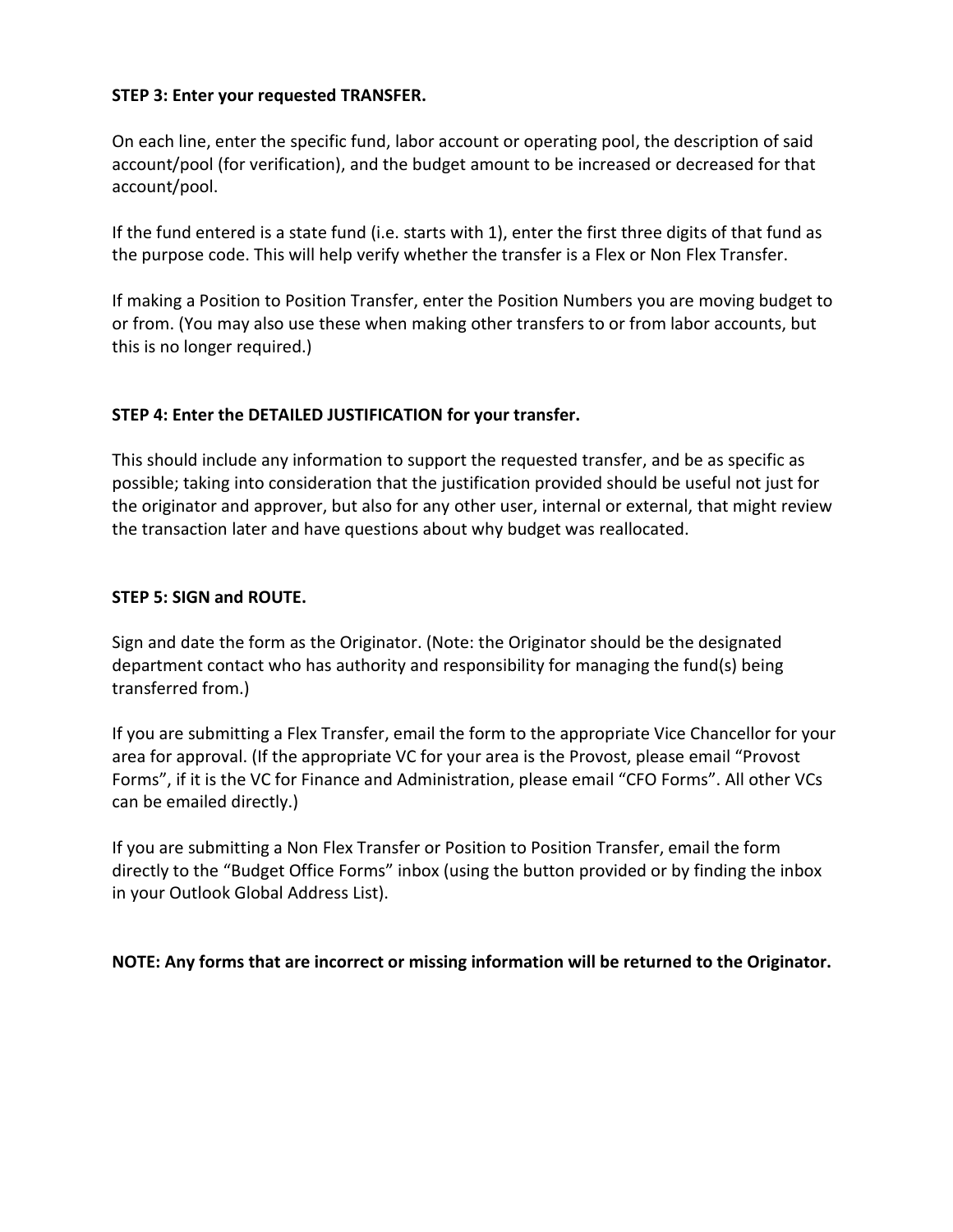**STEP 3: Enter your requested TRANSFER.**

On each line, enter the specific fund, labor account or operating pool, the description of said account/pool (for verification), and the budget amount to be increased or decreased for that account/pool.

If the fund entered is a state fund (i.e. starts with 1), enter the first three digits of that fund as the purpose code. This will help verify whether the transfer is a Flex or Non Flex Transfer.

If making a Position to Position Transfer, enter the Position Numbers you are moving budget to or from. (You may also use these when making other transfers to or from labor accounts, but this is no longer required.)

**STEP 4: Enter the DETAILED JUSTIFICATION for your transfer.**

This should include any information to support the requested transfer, and be as specific as possible; taking into consideration that the justification provided should be useful not just for the originator and approver, but also for any other user, internal or external, that might review the transaction later and have questions about why budget was reallocated.

**STEP 5: SIGN and ROUTE.**

Sign and date the form as the Originator. (Note: the Originator should be the designated department contact who has authority and responsibility for managing the fund(s) being transferred from.)

If you are submitting a Flex Transfer, email the form to the appropriate Vice Chancellor for your area for approval. (If the appropriate VC for your area is the Provost, please email "Provost Forms", if it is the VC for Finance and Administration, please email "CFO Forms". All other VCs can be emailed directly.)

If you are submitting a Non Flex Transfer or Position to Position Transfer, email the form directly to the "Budget Office Forms" inbox (using the button provided or by finding the inbox in your Outlook Global Address List).

**NOTE: Any forms that are incorrect or missing information will be returned to the Originator.**